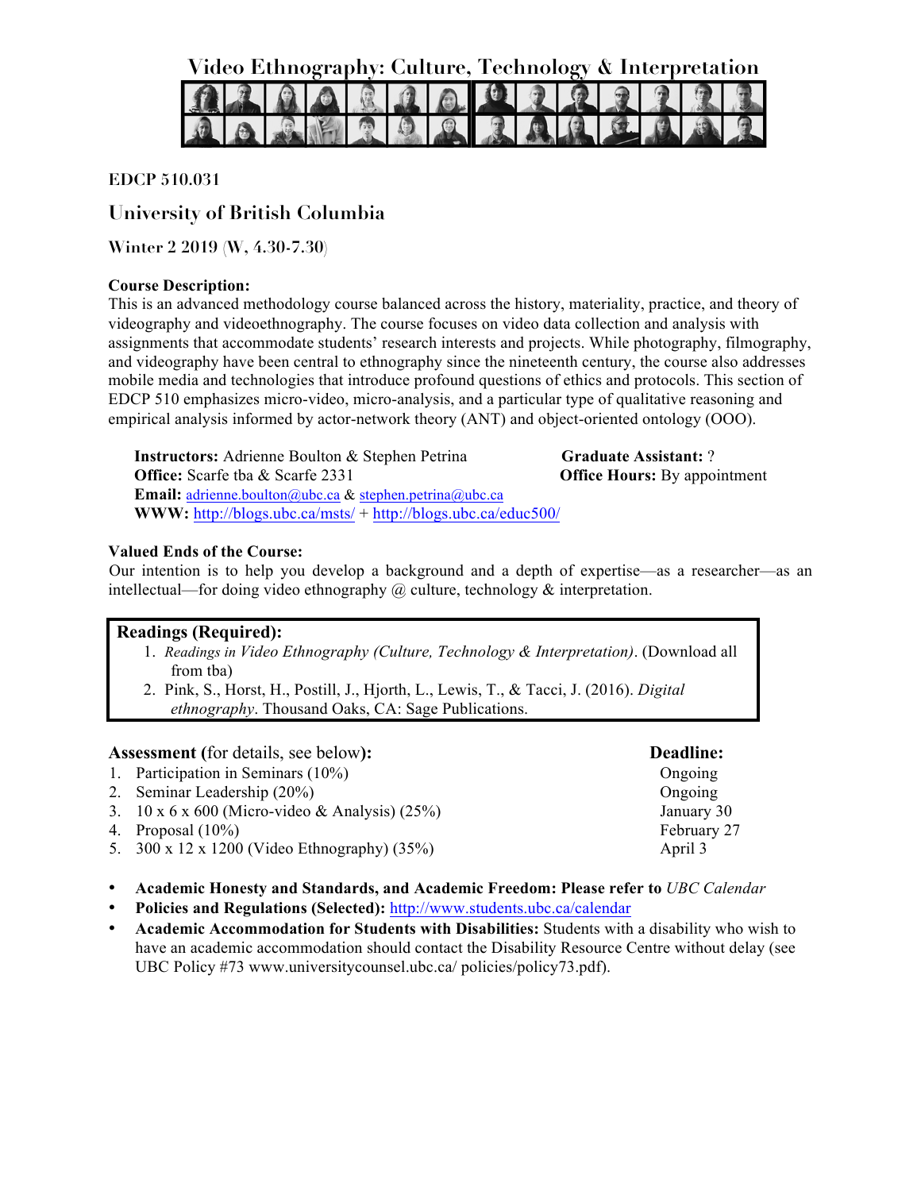# Video Ethnography: Culture, Technology & Interpretation

**EDCP 510.031**

## University of British Columbia

**Winter 2 2019 (W, 4.30-7.30)**

**Course Description:**
This is an advanced methodology course balanced across the history, materiality, practice, and theory of videography and videoethnography. The course focuses on video data collection and analysis with assignments that accommodate students' research interests and projects. While photography, filmography, and videography have been central to ethnography since the nineteenth century, the course also addresses mobile media and technologies that introduce profound questions of ethics and protocols. This section of EDCP 510 emphasizes micro-video, micro-analysis, and a particular type of qualitative reasoning and empirical analysis informed by actor-network theory (ANT) and object-oriented ontology (OOO).

**Instructors:** Adrienne Boulton & Stephen Petrina
**Office:** Scarfe tba & Scarfe 2331
**Email:** adrienne.boulton@ubc.ca & stephen.petrina@ubc.ca
**WWW:** http://blogs.ubc.ca/msts/ + http://blogs.ubc.ca/educ500/

**Graduate Assistant:** ?
**Office Hours:** By appointment

**Valued Ends of the Course:**
Our intention is to help you develop a background and a depth of expertise—as a researcher—as an intellectual—for doing video ethnography @ culture, technology & interpretation.

**Readings (Required):**

1. *Readings in Video Ethnography (Culture, Technology & Interpretation)*. (Download all from tba)
2. Pink, S., Horst, H., Postill, J., Hjorth, L., Lewis, T., & Tacci, J. (2016). *Digital ethnography*. Thousand Oaks, CA: Sage Publications.

| **Assessment** (for details, see below)**:** | **Deadline:** |
| --- | --- |
| 1. Participation in Seminars (10%) | Ongoing |
| 2. Seminar Leadership (20%) | Ongoing |
| 3. 10 x 6 x 600 (Micro-video & Analysis) (25%) | January 30 |
| 4. Proposal (10%) | February 27 |
| 5. 300 x 12 x 1200 (Video Ethnography) (35%) | April 3 |

- **Academic Honesty and Standards, and Academic Freedom: Please refer to** *UBC Calendar*
- **Policies and Regulations (Selected):** http://www.students.ubc.ca/calendar
- **Academic Accommodation for Students with Disabilities:** Students with a disability who wish to have an academic accommodation should contact the Disability Resource Centre without delay (see UBC Policy #73 www.universitycounsel.ubc.ca/ policies/policy73.pdf).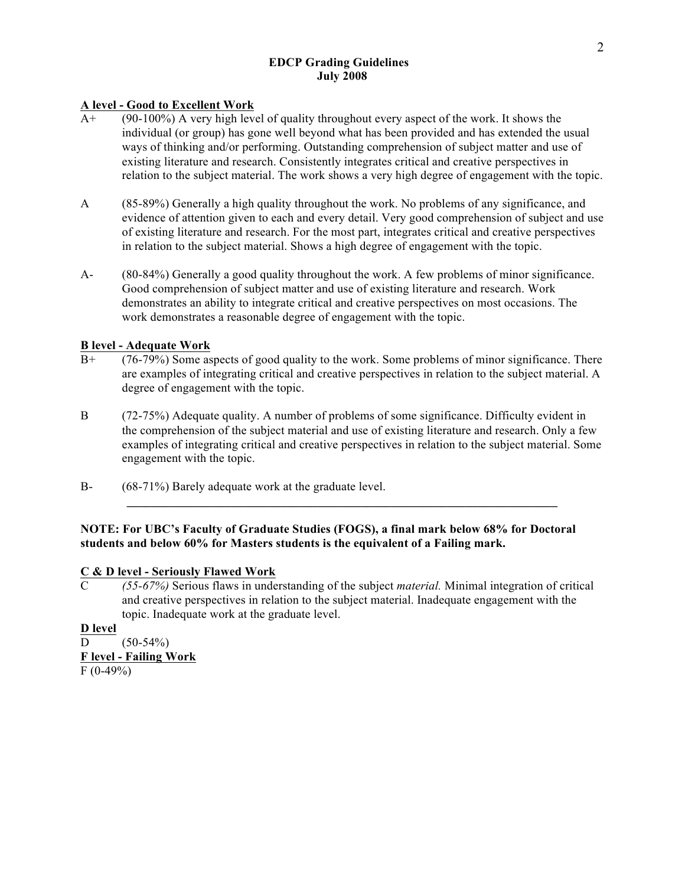# EDCP Grading Guidelines
## July 2008

**A level - Good to Excellent Work**

A+ (90-100%) A very high level of quality throughout every aspect of the work. It shows the individual (or group) has gone well beyond what has been provided and has extended the usual ways of thinking and/or performing. Outstanding comprehension of subject matter and use of existing literature and research. Consistently integrates critical and creative perspectives in relation to the subject material. The work shows a very high degree of engagement with the topic.

A (85-89%) Generally a high quality throughout the work. No problems of any significance, and evidence of attention given to each and every detail. Very good comprehension of subject and use of existing literature and research. For the most part, integrates critical and creative perspectives in relation to the subject material. Shows a high degree of engagement with the topic.

A- (80-84%) Generally a good quality throughout the work. A few problems of minor significance. Good comprehension of subject matter and use of existing literature and research. Work demonstrates an ability to integrate critical and creative perspectives on most occasions. The work demonstrates a reasonable degree of engagement with the topic.

**B level - Adequate Work**

B+ (76-79%) Some aspects of good quality to the work. Some problems of minor significance. There are examples of integrating critical and creative perspectives in relation to the subject material. A degree of engagement with the topic.

B (72-75%) Adequate quality. A number of problems of some significance. Difficulty evident in the comprehension of the subject material and use of existing literature and research. Only a few examples of integrating critical and creative perspectives in relation to the subject material. Some engagement with the topic.

B- (68-71%) Barely adequate work at the graduate level.

---

**NOTE: For UBC's Faculty of Graduate Studies (FOGS), a final mark below 68% for Doctoral students and below 60% for Masters students is the equivalent of a Failing mark.**

**C & D level - Seriously Flawed Work**

C *(55-67%)* Serious flaws in understanding of the subject *material.* Minimal integration of critical and creative perspectives in relation to the subject material. Inadequate engagement with the topic. Inadequate work at the graduate level.

**D level**

D (50-54%)

**F level - Failing Work**

F (0-49%)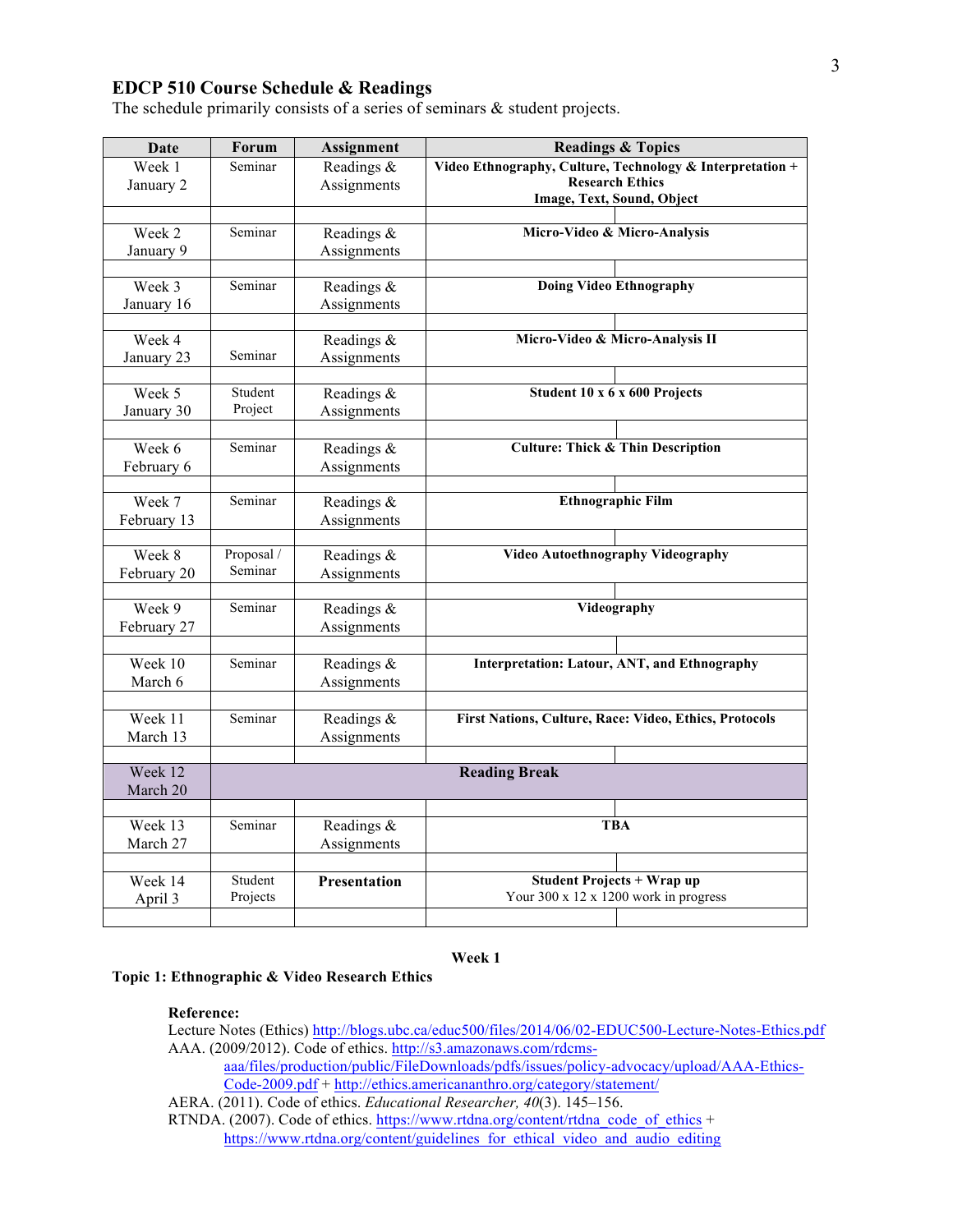## EDCP 510 Course Schedule & Readings

The schedule primarily consists of a series of seminars & student projects.

| Date | Forum | Assignment | Readings & Topics |
|---|---|---|---|
| Week 1 January 2 | Seminar | Readings & Assignments | **Video Ethnography, Culture, Technology & Interpretation + Research Ethics Image, Text, Sound, Object** |
| Week 2 January 9 | Seminar | Readings & Assignments | **Micro-Video & Micro-Analysis** |
| Week 3 January 16 | Seminar | Readings & Assignments | **Doing Video Ethnography** |
| Week 4 January 23 | Seminar | Readings & Assignments | **Micro-Video & Micro-Analysis II** |
| Week 5 January 30 | Student Project | Readings & Assignments | **Student 10 x 6 x 600 Projects** |
| Week 6 February 6 | Seminar | Readings & Assignments | **Culture: Thick & Thin Description** |
| Week 7 February 13 | Seminar | Readings & Assignments | **Ethnographic Film** |
| Week 8 February 20 | Proposal / Seminar | Readings & Assignments | **Video Autoethnography Videography** |
| Week 9 February 27 | Seminar | Readings & Assignments | **Videography** |
| Week 10 March 6 | Seminar | Readings & Assignments | **Interpretation: Latour, ANT, and Ethnography** |
| Week 11 March 13 | Seminar | Readings & Assignments | **First Nations, Culture, Race: Video, Ethics, Protocols** |
| Week 12 March 20 | **Reading Break** | | |
| Week 13 March 27 | Seminar | Readings & Assignments | **TBA** |
| Week 14 April 3 | Student Projects | **Presentation** | **Student Projects + Wrap up** Your 300 x 12 x 1200 work in progress |

**Week 1**

### Topic 1: Ethnographic & Video Research Ethics

**Reference:**

Lecture Notes (Ethics) http://blogs.ubc.ca/educ500/files/2014/06/02-EDUC500-Lecture-Notes-Ethics.pdf

AAA. (2009/2012). Code of ethics. http://s3.amazonaws.com/rdcms-aaa/files/production/public/FileDownloads/pdfs/issues/policy-advocacy/upload/AAA-Ethics-Code-2009.pdf + http://ethics.americananthro.org/category/statement/

AERA. (2011). Code of ethics. *Educational Researcher, 40*(3). 145–156.

RTNDA. (2007). Code of ethics. https://www.rtdna.org/content/rtdna_code_of_ethics + https://www.rtdna.org/content/guidelines_for_ethical_video_and_audio_editing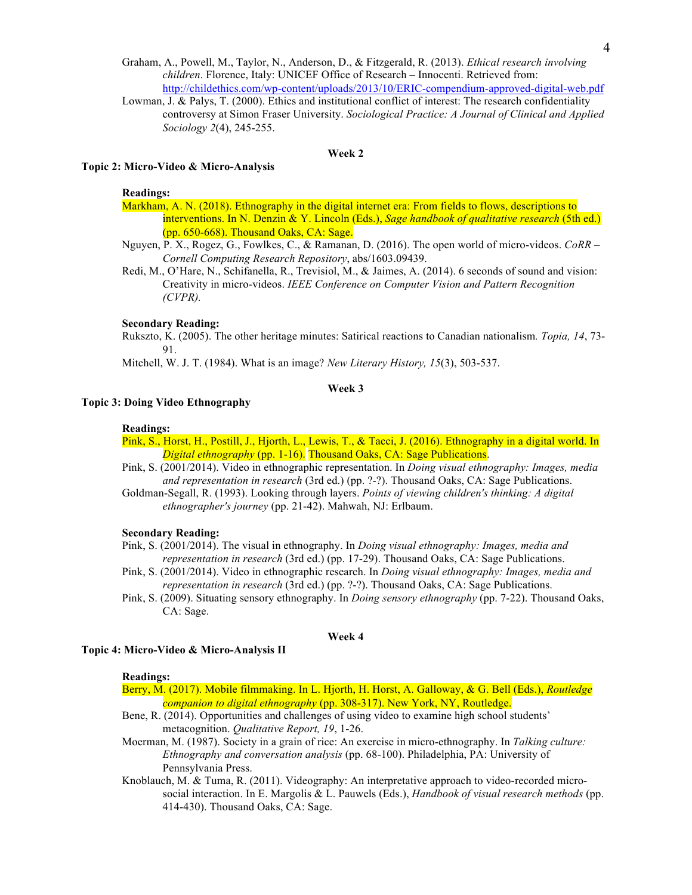Graham, A., Powell, M., Taylor, N., Anderson, D., & Fitzgerald, R. (2013). *Ethical research involving children*. Florence, Italy: UNICEF Office of Research – Innocenti. Retrieved from: http://childethics.com/wp-content/uploads/2013/10/ERIC-compendium-approved-digital-web.pdf

Lowman, J. & Palys, T. (2000). Ethics and institutional conflict of interest: The research confidentiality controversy at Simon Fraser University. *Sociological Practice: A Journal of Clinical and Applied Sociology 2*(4), 245-255.

## Week 2

### Topic 2: Micro-Video & Micro-Analysis

**Readings:**

Markham, A. N. (2018). Ethnography in the digital internet era: From fields to flows, descriptions to interventions. In N. Denzin & Y. Lincoln (Eds.), *Sage handbook of qualitative research* (5th ed.) (pp. 650-668). Thousand Oaks, CA: Sage.

Nguyen, P. X., Rogez, G., Fowlkes, C., & Ramanan, D. (2016). The open world of micro-videos. *CoRR – Cornell Computing Research Repository*, abs/1603.09439.

Redi, M., O'Hare, N., Schifanella, R., Trevisiol, M., & Jaimes, A. (2014). 6 seconds of sound and vision: Creativity in micro-videos. *IEEE Conference on Computer Vision and Pattern Recognition (CVPR).*

**Secondary Reading:**

Rukszto, K. (2005). The other heritage minutes: Satirical reactions to Canadian nationalism. *Topia, 14*, 73-91.

Mitchell, W. J. T. (1984). What is an image? *New Literary History, 15*(3), 503-537.

## Week 3

### Topic 3: Doing Video Ethnography

**Readings:**

Pink, S., Horst, H., Postill, J., Hjorth, L., Lewis, T., & Tacci, J. (2016). Ethnography in a digital world. In *Digital ethnography* (pp. 1-16). Thousand Oaks, CA: Sage Publications.

Pink, S. (2001/2014). Video in ethnographic representation. In *Doing visual ethnography: Images, media and representation in research* (3rd ed.) (pp. ?-?). Thousand Oaks, CA: Sage Publications.

Goldman-Segall, R. (1993). Looking through layers. *Points of viewing children's thinking: A digital ethnographer's journey* (pp. 21-42). Mahwah, NJ: Erlbaum.

**Secondary Reading:**

Pink, S. (2001/2014). The visual in ethnography. In *Doing visual ethnography: Images, media and representation in research* (3rd ed.) (pp. 17-29). Thousand Oaks, CA: Sage Publications.

Pink, S. (2001/2014). Video in ethnographic research. In *Doing visual ethnography: Images, media and representation in research* (3rd ed.) (pp. ?-?). Thousand Oaks, CA: Sage Publications.

Pink, S. (2009). Situating sensory ethnography. In *Doing sensory ethnography* (pp. 7-22). Thousand Oaks, CA: Sage.

## Week 4

### Topic 4: Micro-Video & Micro-Analysis II

**Readings:**

Berry, M. (2017). Mobile filmmaking. In L. Hjorth, H. Horst, A. Galloway, & G. Bell (Eds.), *Routledge companion to digital ethnography* (pp. 308-317). New York, NY, Routledge.

Bene, R. (2014). Opportunities and challenges of using video to examine high school students' metacognition. *Qualitative Report, 19*, 1-26.

Moerman, M. (1987). Society in a grain of rice: An exercise in micro-ethnography. In *Talking culture: Ethnography and conversation analysis* (pp. 68-100). Philadelphia, PA: University of Pennsylvania Press.

Knoblauch, M. & Tuma, R. (2011). Videography: An interpretative approach to video-recorded micro-social interaction. In E. Margolis & L. Pauwels (Eds.), *Handbook of visual research methods* (pp. 414-430). Thousand Oaks, CA: Sage.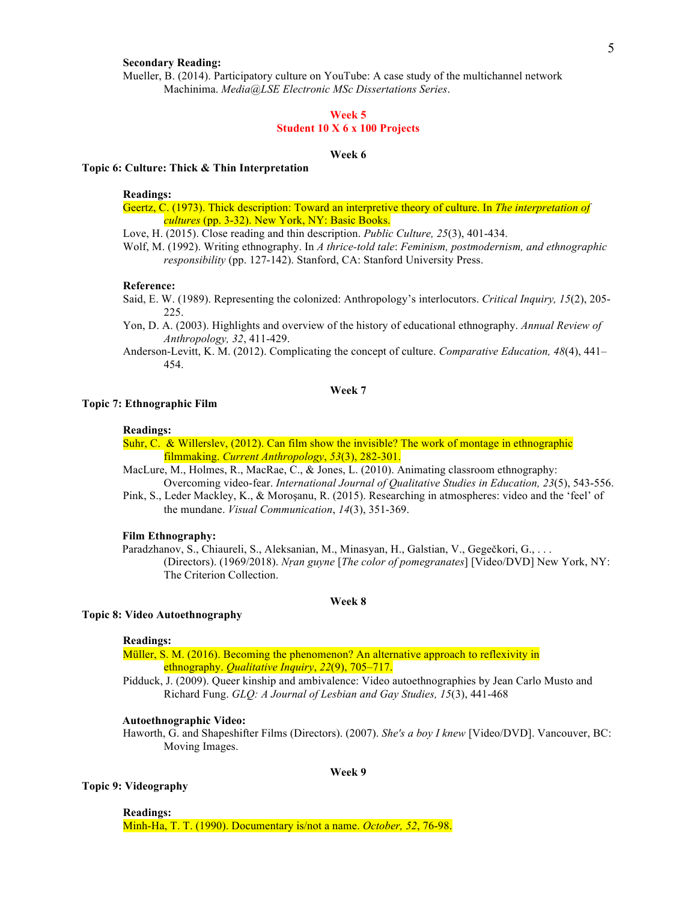**Secondary Reading:**

Mueller, B. (2014). Participatory culture on YouTube: A case study of the multichannel network Machinima. *Media@LSE Electronic MSc Dissertations Series*.

**Week 5**

**Student 10 X 6 x 100 Projects**

**Week 6**

## Topic 6: Culture: Thick & Thin Interpretation

**Readings:**

Geertz, C. (1973). Thick description: Toward an interpretive theory of culture. In *The interpretation of cultures* (pp. 3-32). New York, NY: Basic Books.

Love, H. (2015). Close reading and thin description. *Public Culture, 25*(3), 401-434.

Wolf, M. (1992). Writing ethnography. In *A thrice-told tale*: *Feminism, postmodernism, and ethnographic responsibility* (pp. 127-142). Stanford, CA: Stanford University Press.

**Reference:**

Said, E. W. (1989). Representing the colonized: Anthropology's interlocutors. *Critical Inquiry, 15*(2), 205-225.

Yon, D. A. (2003). Highlights and overview of the history of educational ethnography. *Annual Review of Anthropology, 32*, 411-429.

Anderson-Levitt, K. M. (2012). Complicating the concept of culture. *Comparative Education, 48*(4), 441–454.

**Week 7**

## Topic 7: Ethnographic Film

**Readings:**

Suhr, C. & Willerslev, (2012). Can film show the invisible? The work of montage in ethnographic filmmaking. *Current Anthropology*, *53*(3), 282-301.

MacLure, M., Holmes, R., MacRae, C., & Jones, L. (2010). Animating classroom ethnography: Overcoming video-fear. *International Journal of Qualitative Studies in Education, 23*(5), 543-556.

Pink, S., Leder Mackley, K., & Moroşanu, R. (2015). Researching in atmospheres: video and the 'feel' of the mundane. *Visual Communication*, *14*(3), 351-369.

**Film Ethnography:**

Paradzhanov, S., Chiaureli, S., Aleksanian, M., Minasyan, H., Galstian, V., Gegečkori, G., . . . (Directors). (1969/2018). *Nṛan guyne* [*The color of pomegranates*] [Video/DVD] New York, NY: The Criterion Collection.

**Week 8**

## Topic 8: Video Autoethnography

**Readings:**

Müller, S. M. (2016). Becoming the phenomenon? An alternative approach to reflexivity in ethnography. *Qualitative Inquiry*, *22*(9), 705–717.

Pidduck, J. (2009). Queer kinship and ambivalence: Video autoethnographies by Jean Carlo Musto and Richard Fung. *GLQ: A Journal of Lesbian and Gay Studies, 15*(3), 441-468

**Autoethnographic Video:**

Haworth, G. and Shapeshifter Films (Directors). (2007). *She's a boy I knew* [Video/DVD]. Vancouver, BC: Moving Images.

**Week 9**

## Topic 9: Videography

**Readings:**

Minh-Ha, T. T. (1990). Documentary is/not a name. *October, 52*, 76-98.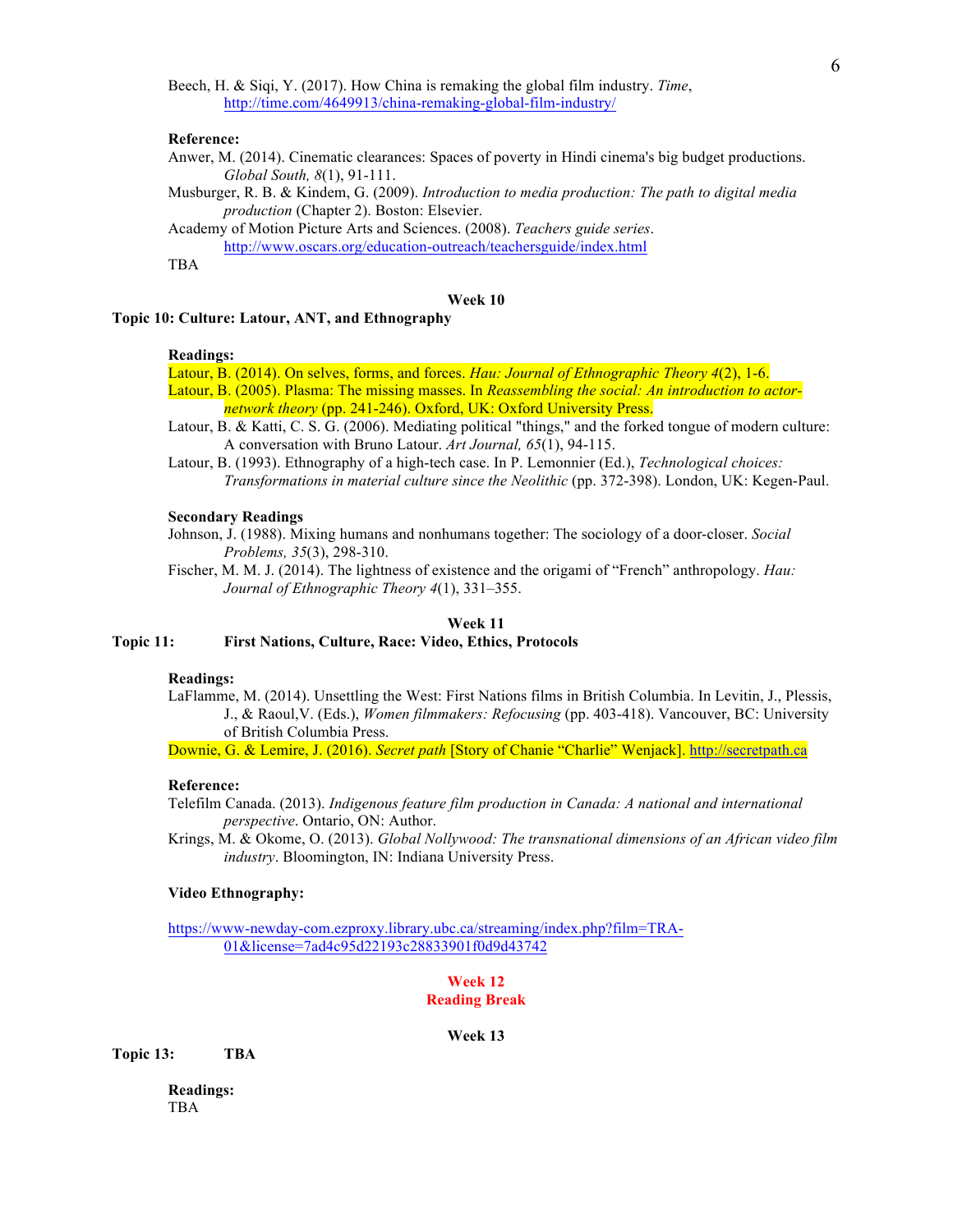Beech, H. & Siqi, Y. (2017). How China is remaking the global film industry. *Time*, http://time.com/4649913/china-remaking-global-film-industry/

**Reference:**

Anwer, M. (2014). Cinematic clearances: Spaces of poverty in Hindi cinema's big budget productions. *Global South, 8*(1), 91-111.

Musburger, R. B. & Kindem, G. (2009). *Introduction to media production: The path to digital media production* (Chapter 2). Boston: Elsevier.

Academy of Motion Picture Arts and Sciences. (2008). *Teachers guide series*. http://www.oscars.org/education-outreach/teachersguide/index.html

TBA

**Week 10**

**Topic 10: Culture: Latour, ANT, and Ethnography**

**Readings:**

Latour, B. (2014). On selves, forms, and forces. *Hau: Journal of Ethnographic Theory 4*(2), 1-6.

Latour, B. (2005). Plasma: The missing masses. In *Reassembling the social: An introduction to actor-network theory* (pp. 241-246). Oxford, UK: Oxford University Press.

Latour, B. & Katti, C. S. G. (2006). Mediating political "things," and the forked tongue of modern culture: A conversation with Bruno Latour. *Art Journal, 65*(1), 94-115.

Latour, B. (1993). Ethnography of a high-tech case. In P. Lemonnier (Ed.), *Technological choices: Transformations in material culture since the Neolithic* (pp. 372-398). London, UK: Kegen-Paul.

**Secondary Readings**

Johnson, J. (1988). Mixing humans and nonhumans together: The sociology of a door-closer. *Social Problems, 35*(3), 298-310.

Fischer, M. M. J. (2014). The lightness of existence and the origami of "French" anthropology. *Hau: Journal of Ethnographic Theory 4*(1), 331–355.

**Week 11**

**Topic 11: First Nations, Culture, Race: Video, Ethics, Protocols**

**Readings:**

LaFlamme, M. (2014). Unsettling the West: First Nations films in British Columbia. In Levitin, J., Plessis, J., & Raoul,V. (Eds.), *Women filmmakers: Refocusing* (pp. 403-418). Vancouver, BC: University of British Columbia Press.

Downie, G. & Lemire, J. (2016). *Secret path* [Story of Chanie "Charlie" Wenjack]. http://secretpath.ca

**Reference:**

Telefilm Canada. (2013). *Indigenous feature film production in Canada: A national and international perspective*. Ontario, ON: Author.

Krings, M. & Okome, O. (2013). *Global Nollywood: The transnational dimensions of an African video film industry*. Bloomington, IN: Indiana University Press.

**Video Ethnography:**

https://www-newday-com.ezproxy.library.ubc.ca/streaming/index.php?film=TRA-01&license=7ad4c95d22193c28833901f0d9d43742

**Week 12**
**Reading Break**

**Week 13**

**Topic 13: TBA**

**Readings:**

TBA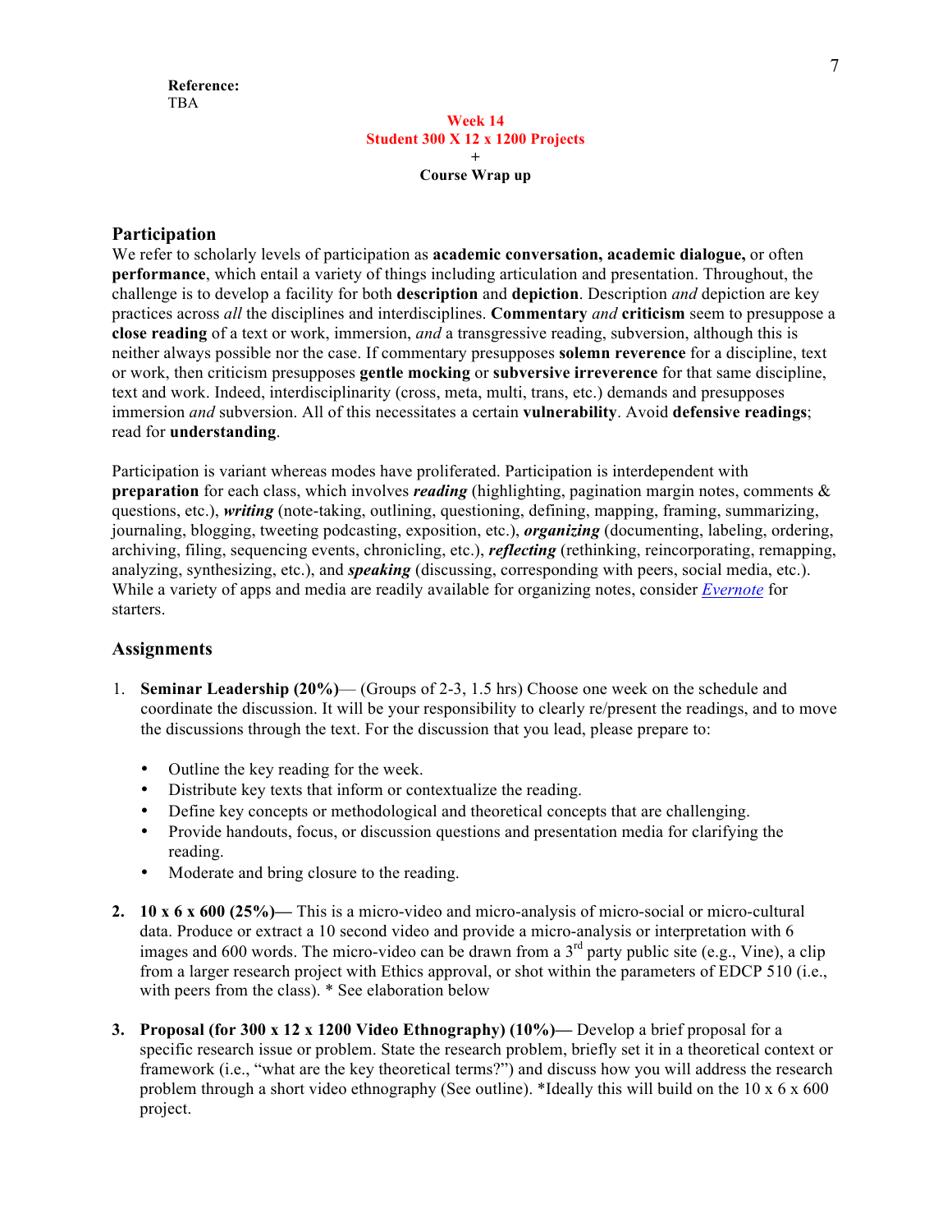**Reference:**
TBA

**Week 14**
**Student 300 X 12 x 1200 Projects**
**+**
**Course Wrap up**

## Participation

We refer to scholarly levels of participation as **academic conversation, academic dialogue,** or often **performance**, which entail a variety of things including articulation and presentation. Throughout, the challenge is to develop a facility for both **description** and **depiction**. Description *and* depiction are key practices across *all* the disciplines and interdisciplines. **Commentary** *and* **criticism** seem to presuppose a **close reading** of a text or work, immersion, *and* a transgressive reading, subversion, although this is neither always possible nor the case. If commentary presupposes **solemn reverence** for a discipline, text or work, then criticism presupposes **gentle mocking** or **subversive irreverence** for that same discipline, text and work. Indeed, interdisciplinarity (cross, meta, multi, trans, etc.) demands and presupposes immersion *and* subversion. All of this necessitates a certain **vulnerability**. Avoid **defensive readings**; read for **understanding**.

Participation is variant whereas modes have proliferated. Participation is interdependent with **preparation** for each class, which involves ***reading*** (highlighting, pagination margin notes, comments & questions, etc.), ***writing*** (note-taking, outlining, questioning, defining, mapping, framing, summarizing, journaling, blogging, tweeting podcasting, exposition, etc.), ***organizing*** (documenting, labeling, ordering, archiving, filing, sequencing events, chronicling, etc.), ***reflecting*** (rethinking, reincorporating, remapping, analyzing, synthesizing, etc.), and ***speaking*** (discussing, corresponding with peers, social media, etc.). While a variety of apps and media are readily available for organizing notes, consider *Evernote* for starters.

## Assignments

1. **Seminar Leadership (20%)**— (Groups of 2-3, 1.5 hrs) Choose one week on the schedule and coordinate the discussion. It will be your responsibility to clearly re/present the readings, and to move the discussions through the text. For the discussion that you lead, please prepare to:

   - Outline the key reading for the week.
   - Distribute key texts that inform or contextualize the reading.
   - Define key concepts or methodological and theoretical concepts that are challenging.
   - Provide handouts, focus, or discussion questions and presentation media for clarifying the reading.
   - Moderate and bring closure to the reading.

2. **10 x 6 x 600 (25%)—** This is a micro-video and micro-analysis of micro-social or micro-cultural data. Produce or extract a 10 second video and provide a micro-analysis or interpretation with 6 images and 600 words. The micro-video can be drawn from a 3rd party public site (e.g., Vine), a clip from a larger research project with Ethics approval, or shot within the parameters of EDCP 510 (i.e., with peers from the class). * See elaboration below

3. **Proposal (for 300 x 12 x 1200 Video Ethnography) (10%)—** Develop a brief proposal for a specific research issue or problem. State the research problem, briefly set it in a theoretical context or framework (i.e., "what are the key theoretical terms?") and discuss how you will address the research problem through a short video ethnography (See outline). *Ideally this will build on the 10 x 6 x 600 project.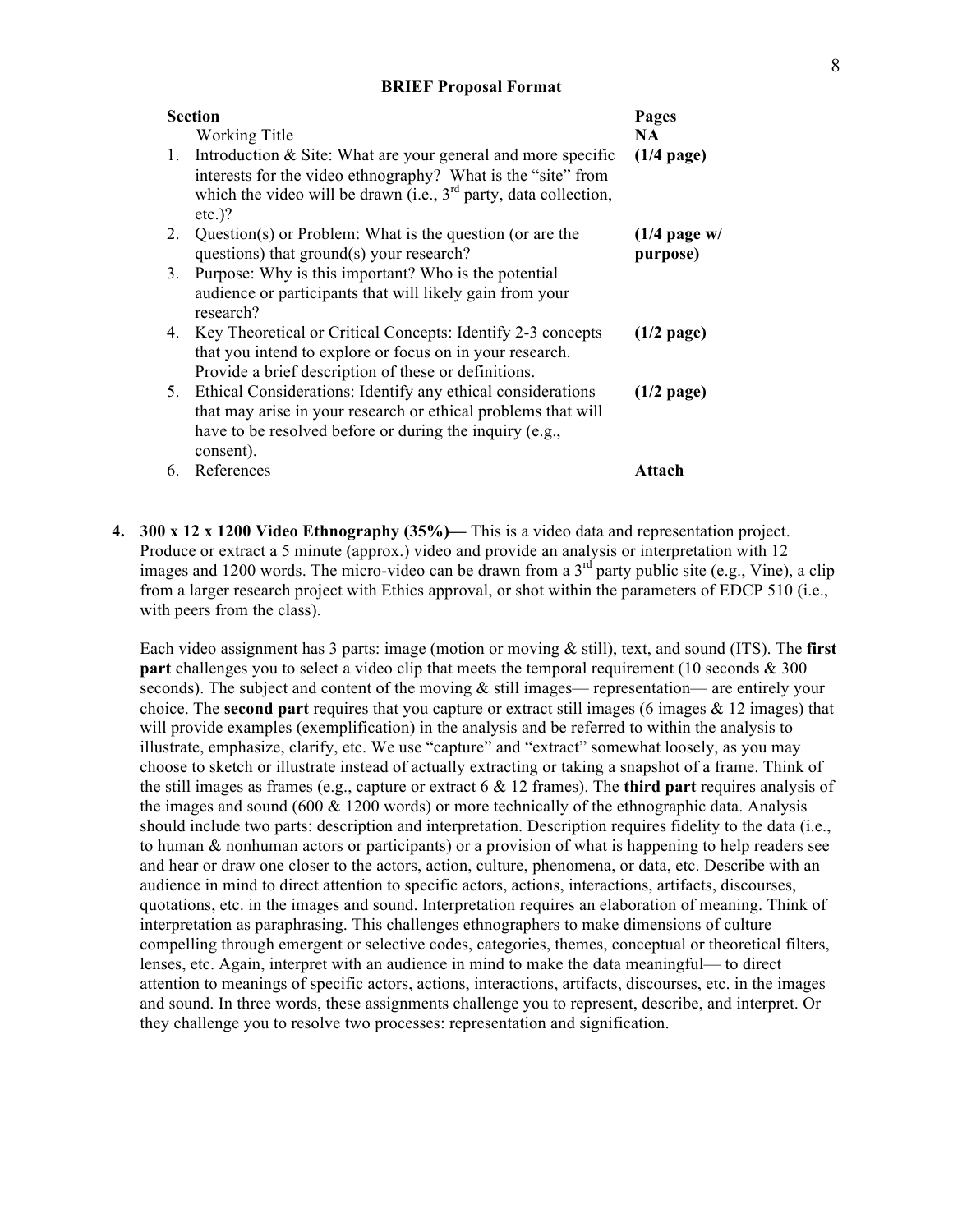**BRIEF Proposal Format**

| Section | Pages |
|---|---|
| Working Title | NA |
| 1. Introduction & Site: What are your general and more specific interests for the video ethnography? What is the "site" from which the video will be drawn (i.e., 3rd party, data collection, etc.)? | **(1/4 page)** |
| 2. Question(s) or Problem: What is the question (or are the questions) that ground(s) your research? | **(1/4 page w/ purpose)** |
| 3. Purpose: Why is this important? Who is the potential audience or participants that will likely gain from your research? | |
| 4. Key Theoretical or Critical Concepts: Identify 2-3 concepts that you intend to explore or focus on in your research. Provide a brief description of these or definitions. | **(1/2 page)** |
| 5. Ethical Considerations: Identify any ethical considerations that may arise in your research or ethical problems that will have to be resolved before or during the inquiry (e.g., consent). | **(1/2 page)** |
| 6. References | **Attach** |

4. **300 x 12 x 1200 Video Ethnography (35%)—** This is a video data and representation project. Produce or extract a 5 minute (approx.) video and provide an analysis or interpretation with 12 images and 1200 words. The micro-video can be drawn from a 3rd party public site (e.g., Vine), a clip from a larger research project with Ethics approval, or shot within the parameters of EDCP 510 (i.e., with peers from the class).

   Each video assignment has 3 parts: image (motion or moving & still), text, and sound (ITS). The **first part** challenges you to select a video clip that meets the temporal requirement (10 seconds & 300 seconds). The subject and content of the moving & still images— representation— are entirely your choice. The **second part** requires that you capture or extract still images (6 images & 12 images) that will provide examples (exemplification) in the analysis and be referred to within the analysis to illustrate, emphasize, clarify, etc. We use "capture" and "extract" somewhat loosely, as you may choose to sketch or illustrate instead of actually extracting or taking a snapshot of a frame. Think of the still images as frames (e.g., capture or extract 6 & 12 frames). The **third part** requires analysis of the images and sound (600 & 1200 words) or more technically of the ethnographic data. Analysis should include two parts: description and interpretation. Description requires fidelity to the data (i.e., to human & nonhuman actors or participants) or a provision of what is happening to help readers see and hear or draw one closer to the actors, action, culture, phenomena, or data, etc. Describe with an audience in mind to direct attention to specific actors, actions, interactions, artifacts, discourses, quotations, etc. in the images and sound. Interpretation requires an elaboration of meaning. Think of interpretation as paraphrasing. This challenges ethnographers to make dimensions of culture compelling through emergent or selective codes, categories, themes, conceptual or theoretical filters, lenses, etc. Again, interpret with an audience in mind to make the data meaningful— to direct attention to meanings of specific actors, actions, interactions, artifacts, discourses, etc. in the images and sound. In three words, these assignments challenge you to represent, describe, and interpret. Or they challenge you to resolve two processes: representation and signification.